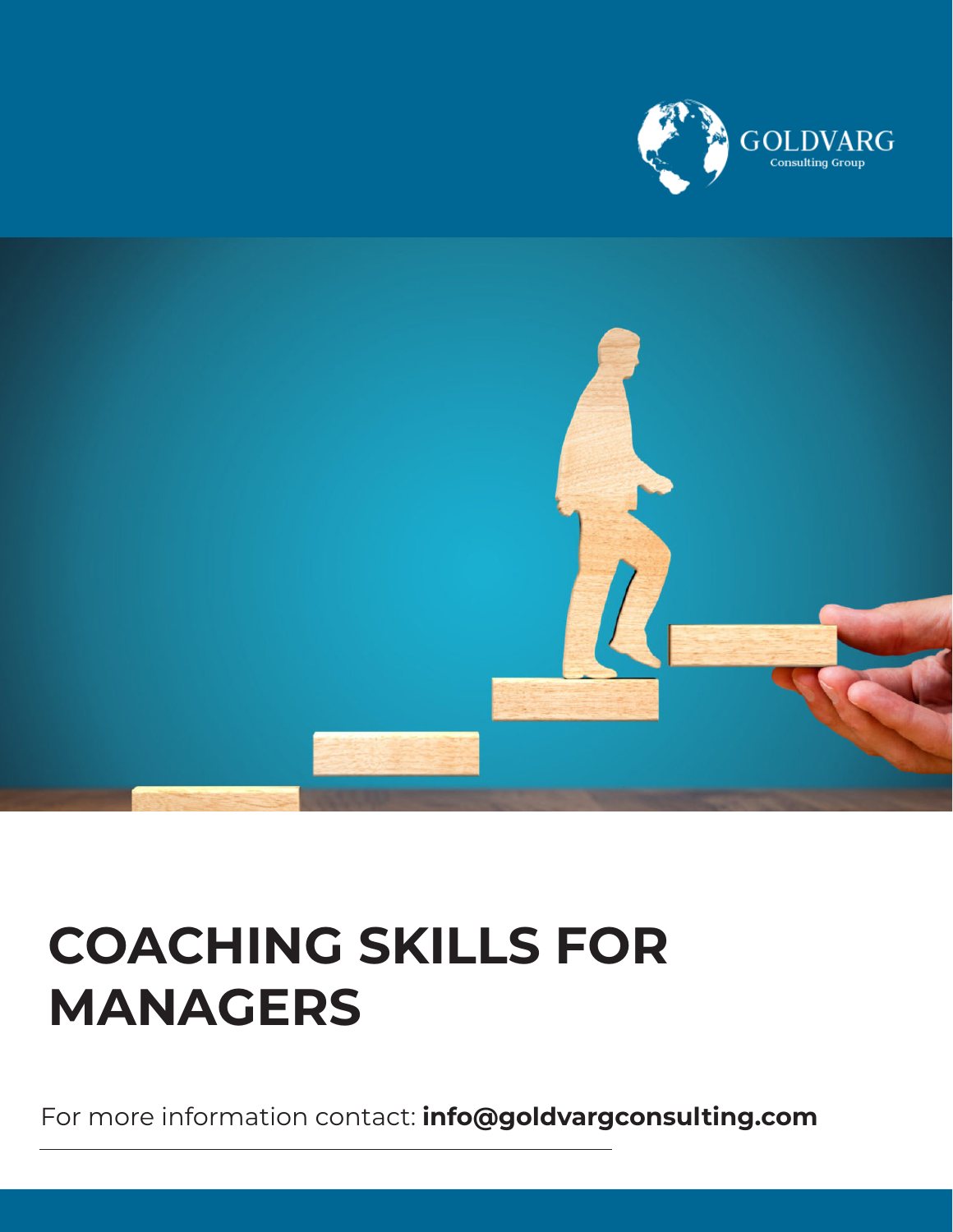GOLDVARG
Consulting Group

# COACHING SKILLS FOR MANAGERS

For more information contact: **info@goldvargconsulting.com**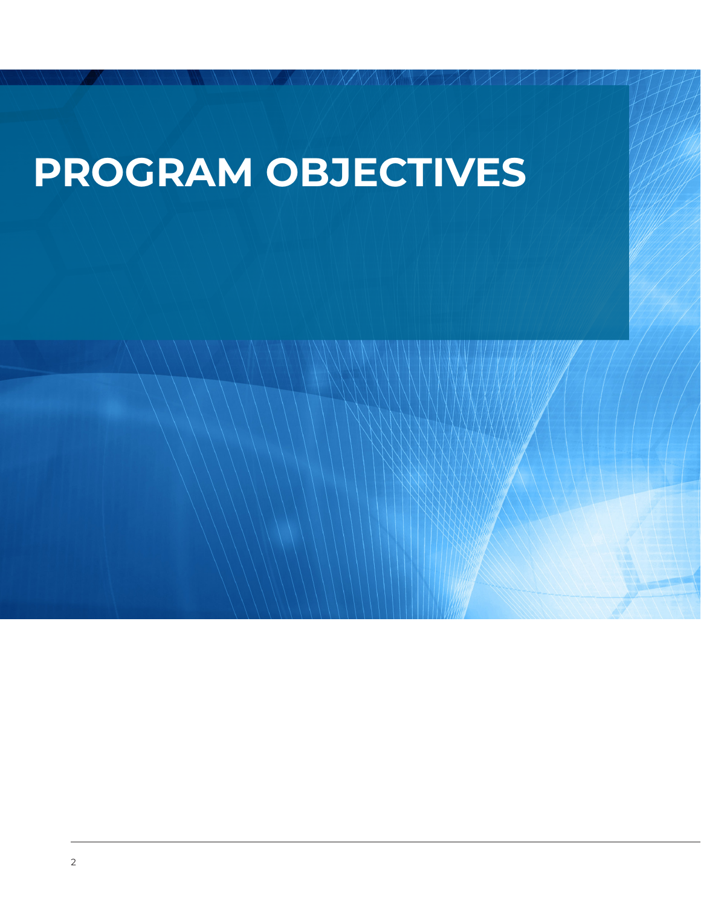# PROGRAM OBJECTIVES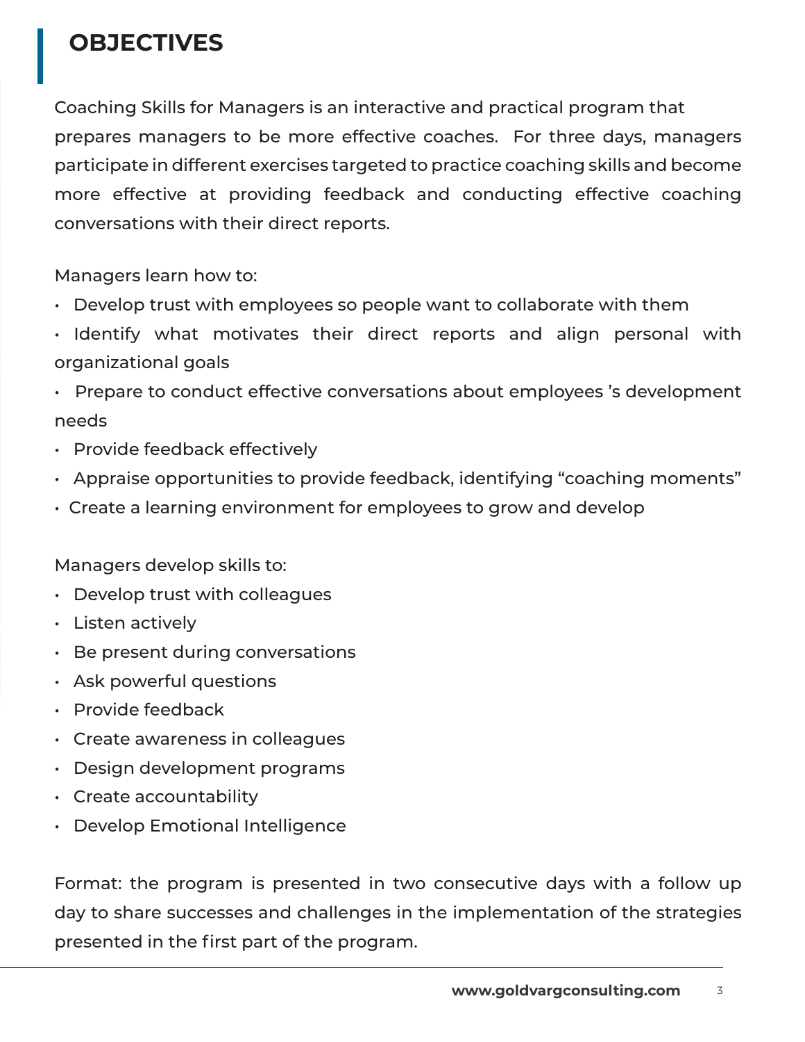# OBJECTIVES

Coaching Skills for Managers is an interactive and practical program that prepares managers to be more effective coaches. For three days, managers participate in different exercises targeted to practice coaching skills and become more effective at providing feedback and conducting effective coaching conversations with their direct reports.

Managers learn how to:

- Develop trust with employees so people want to collaborate with them
- Identify what motivates their direct reports and align personal with organizational goals
- Prepare to conduct effective conversations about employees 's development needs
- Provide feedback effectively
- Appraise opportunities to provide feedback, identifying "coaching moments"
- Create a learning environment for employees to grow and develop

Managers develop skills to:

- Develop trust with colleagues
- Listen actively
- Be present during conversations
- Ask powerful questions
- Provide feedback
- Create awareness in colleagues
- Design development programs
- Create accountability
- Develop Emotional Intelligence

Format: the program is presented in two consecutive days with a follow up day to share successes and challenges in the implementation of the strategies presented in the first part of the program.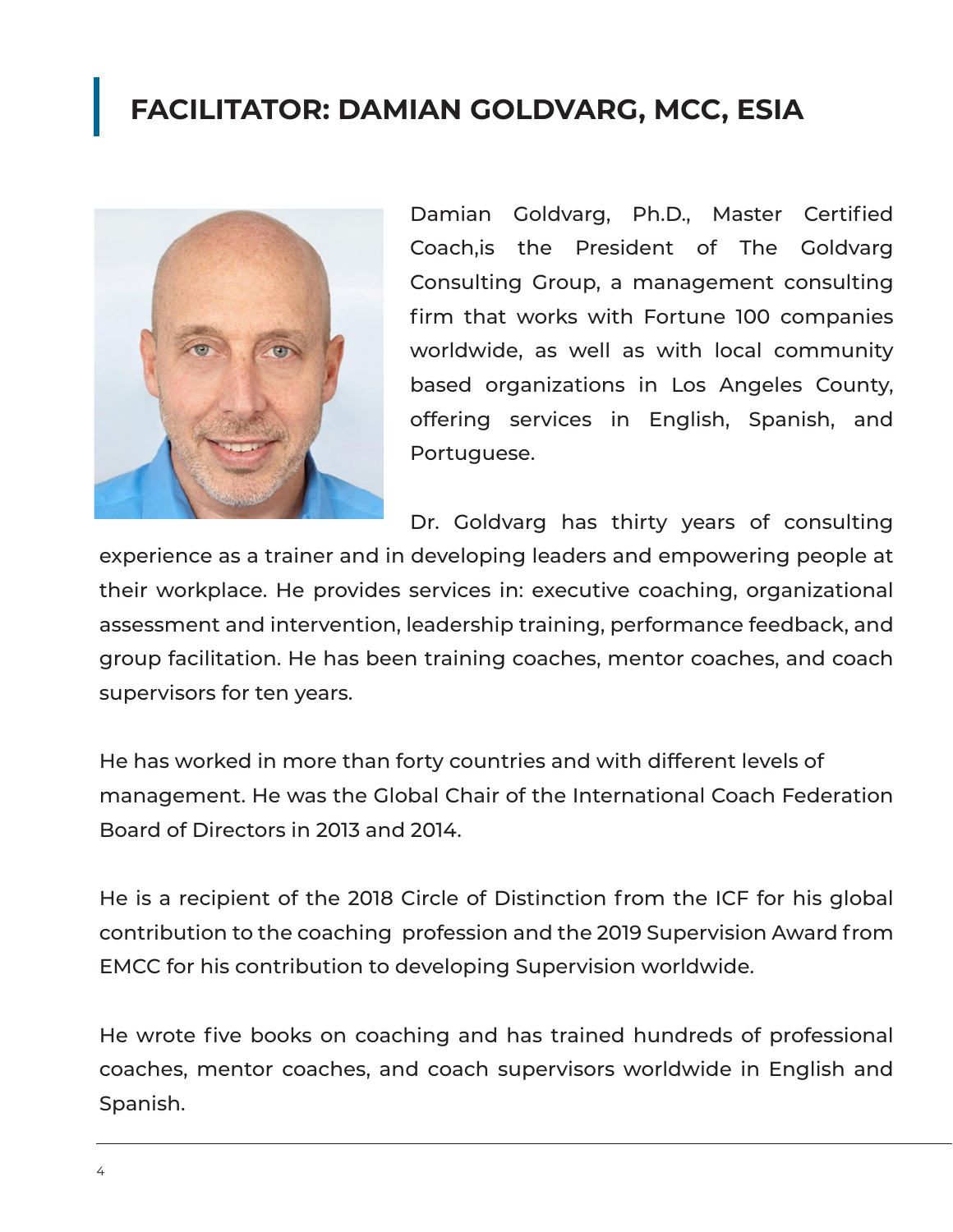## FACILITATOR: DAMIAN GOLDVARG, MCC, ESIA

Damian Goldvarg, Ph.D., Master Certified Coach,is the President of The Goldvarg Consulting Group, a management consulting firm that works with Fortune 100 companies worldwide, as well as with local community based organizations in Los Angeles County, offering services in English, Spanish, and Portuguese.

Dr. Goldvarg has thirty years of consulting experience as a trainer and in developing leaders and empowering people at their workplace. He provides services in: executive coaching, organizational assessment and intervention, leadership training, performance feedback, and group facilitation. He has been training coaches, mentor coaches, and coach supervisors for ten years.

He has worked in more than forty countries and with different levels of management. He was the Global Chair of the International Coach Federation Board of Directors in 2013 and 2014.

He is a recipient of the 2018 Circle of Distinction from the ICF for his global contribution to the coaching profession and the 2019 Supervision Award from EMCC for his contribution to developing Supervision worldwide.

He wrote five books on coaching and has trained hundreds of professional coaches, mentor coaches, and coach supervisors worldwide in English and Spanish.